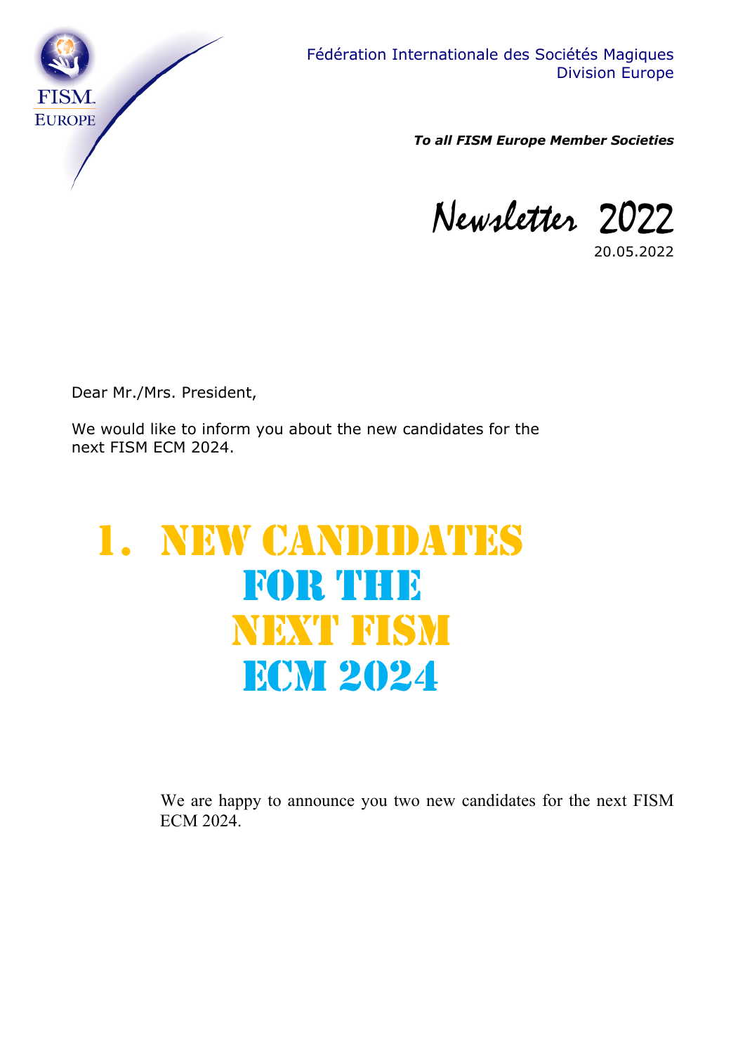Fédération Internationale des Sociétés Magiques
Division Europe

***To all FISM Europe Member Societies***

# Newsletter 2022

20.05.2022

Dear Mr./Mrs. President,

We would like to inform you about the new candidates for the next FISM ECM 2024.

## 1. NEW CANDIDATES FOR THE NEXT FISM ECM 2024

We are happy to announce you two new candidates for the next FISM ECM 2024.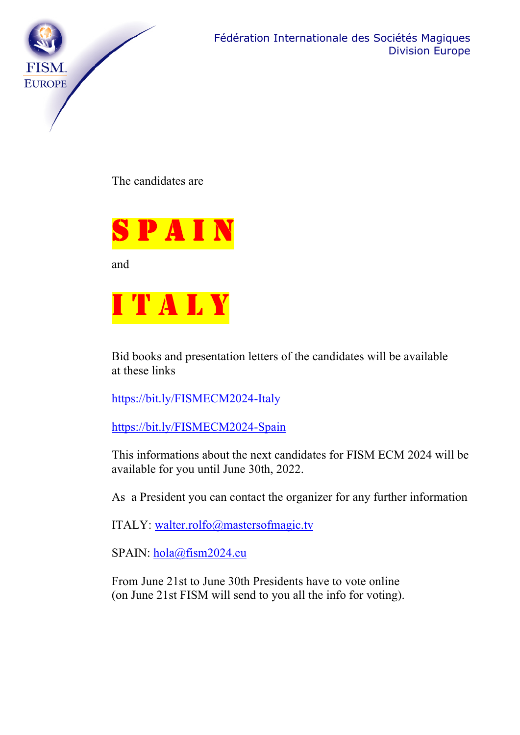The candidates are

# SPAIN

and

# ITALY

Bid books and presentation letters of the candidates will be available at these links

https://bit.ly/FISMECM2024-Italy

https://bit.ly/FISMECM2024-Spain

This informations about the next candidates for FISM ECM 2024 will be available for you until June 30th, 2022.

As a President you can contact the organizer for any further information

ITALY: walter.rolfo@mastersofmagic.tv

SPAIN: hola@fism2024.eu

From June 21st to June 30th Presidents have to vote online (on June 21st FISM will send to you all the info for voting).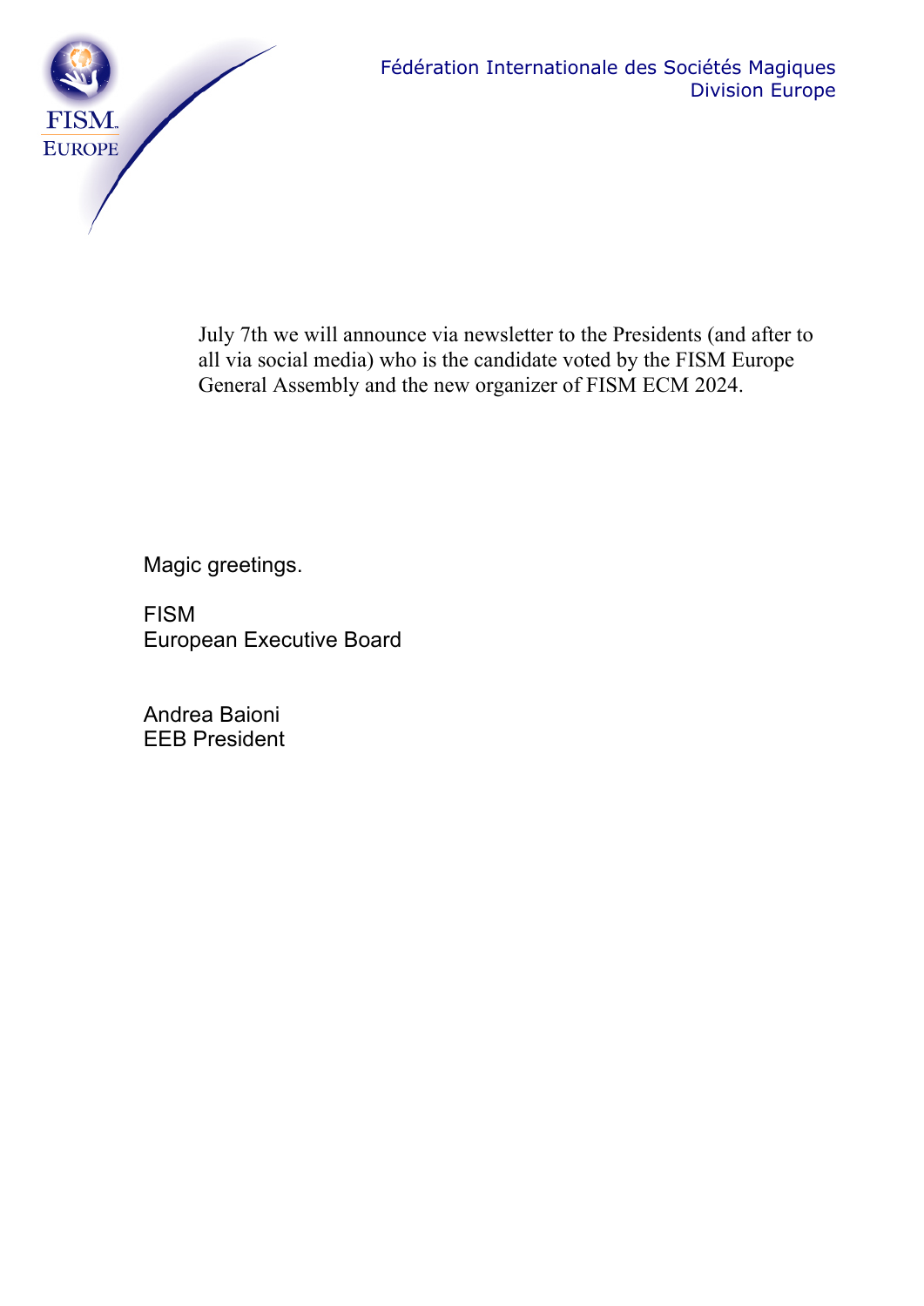Fédération Internationale des Sociétés Magiques
Division Europe

July 7th we will announce via newsletter to the Presidents (and after to all via social media) who is the candidate voted by the FISM Europe General Assembly and the new organizer of FISM ECM 2024.

Magic greetings.

FISM
European Executive Board

Andrea Baioni
EEB President